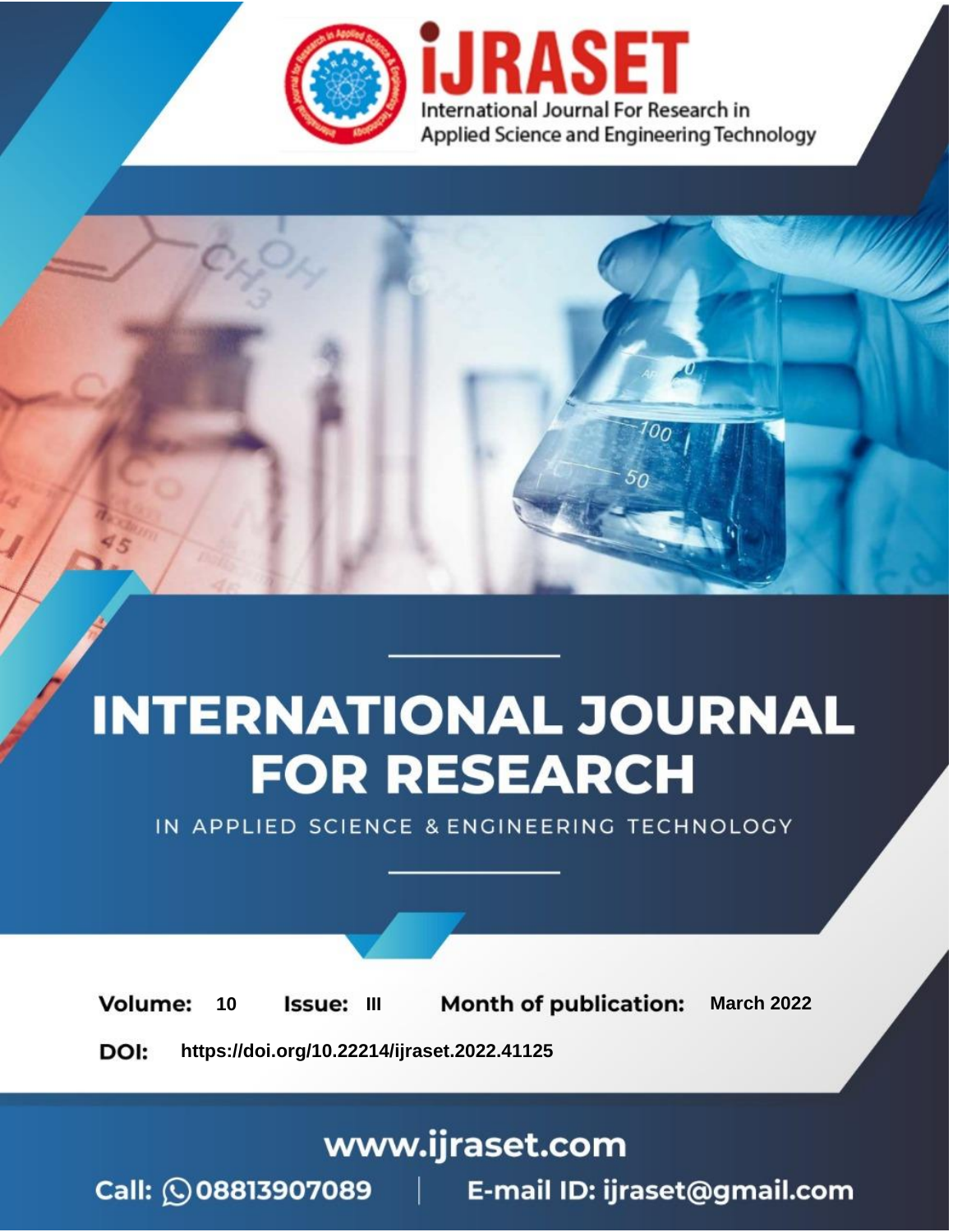iJRASET

International Journal For Research in Applied Science and Engineering Technology

# INTERNATIONAL JOURNAL FOR RESEARCH

IN APPLIED SCIENCE & ENGINEERING TECHNOLOGY

**Volume:** 10 **Issue:** III **Month of publication:** March 2022

**DOI:** https://doi.org/10.22214/ijraset.2022.41125

www.ijraset.com

Call: 08813907089 | E-mail ID: ijraset@gmail.com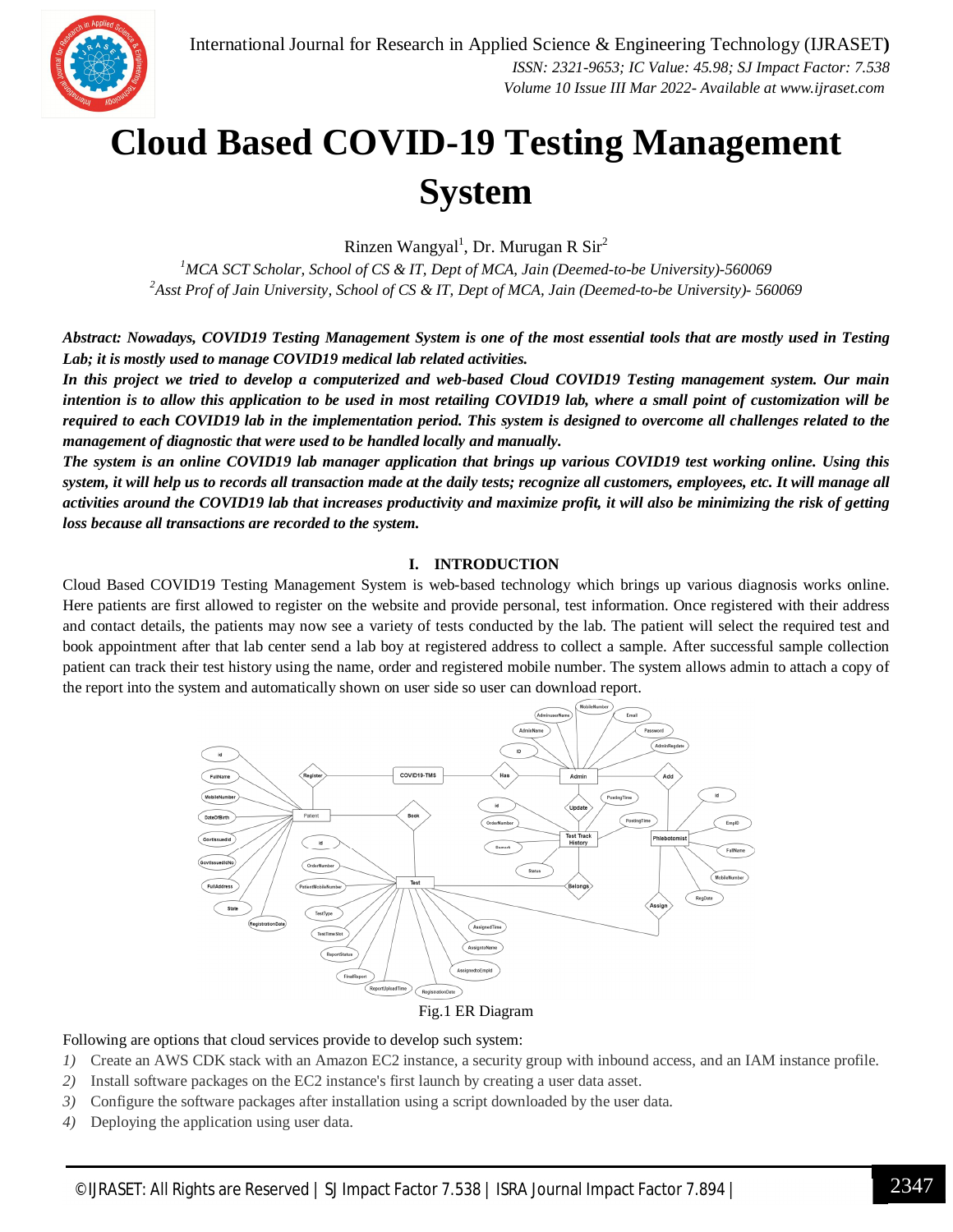# Cloud Based COVID-19 Testing Management System

Rinzen Wangyal[1], Dr. Murugan R Sir[2]

[1]*MCA SCT Scholar, School of CS & IT, Dept of MCA, Jain (Deemed-to-be University)-560069*
[2]*Asst Prof of Jain University, School of CS & IT, Dept of MCA, Jain (Deemed-to-be University)- 560069*

***Abstract: Nowadays, COVID19 Testing Management System is one of the most essential tools that are mostly used in Testing Lab; it is mostly used to manage COVID19 medical lab related activities.***

***In this project we tried to develop a computerized and web-based Cloud COVID19 Testing management system. Our main intention is to allow this application to be used in most retailing COVID19 lab, where a small point of customization will be required to each COVID19 lab in the implementation period. This system is designed to overcome all challenges related to the management of diagnostic that were used to be handled locally and manually.***

***The system is an online COVID19 lab manager application that brings up various COVID19 test working online. Using this system, it will help us to records all transaction made at the daily tests; recognize all customers, employees, etc. It will manage all activities around the COVID19 lab that increases productivity and maximize profit, it will also be minimizing the risk of getting loss because all transactions are recorded to the system.***

## I. INTRODUCTION

Cloud Based COVID19 Testing Management System is web-based technology which brings up various diagnosis works online. Here patients are first allowed to register on the website and provide personal, test information. Once registered with their address and contact details, the patients may now see a variety of tests conducted by the lab. The patient will select the required test and book appointment after that lab center send a lab boy at registered address to collect a sample. After successful sample collection patient can track their test history using the name, order and registered mobile number. The system allows admin to attach a copy of the report into the system and automatically shown on user side so user can download report.

Fig.1 ER Diagram

Following are options that cloud services provide to develop such system:

1) Create an AWS CDK stack with an Amazon EC2 instance, a security group with inbound access, and an IAM instance profile.
2) Install software packages on the EC2 instance's first launch by creating a user data asset.
3) Configure the software packages after installation using a script downloaded by the user data.
4) Deploying the application using user data.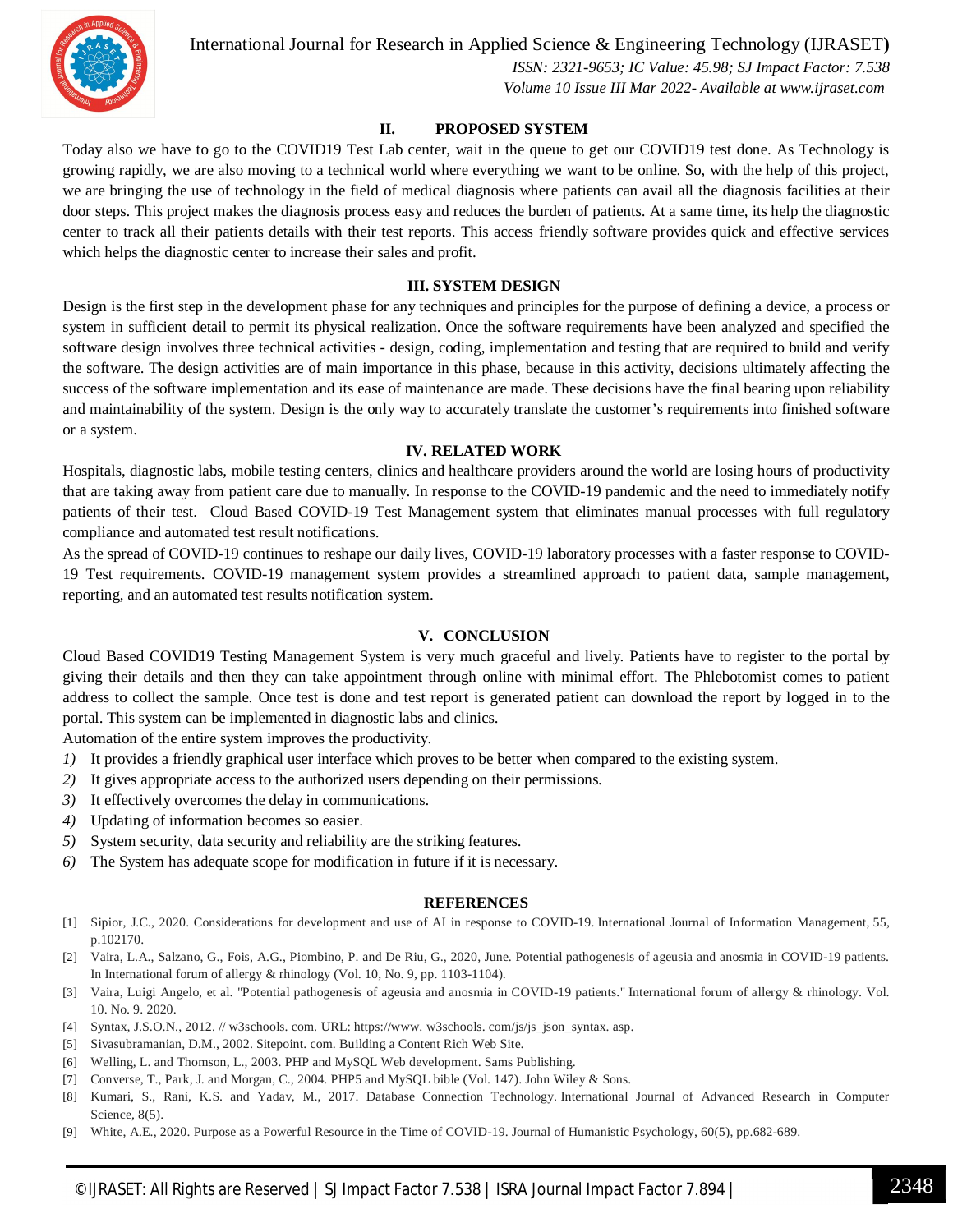## II. PROPOSED SYSTEM

Today also we have to go to the COVID19 Test Lab center, wait in the queue to get our COVID19 test done. As Technology is growing rapidly, we are also moving to a technical world where everything we want to be online. So, with the help of this project, we are bringing the use of technology in the field of medical diagnosis where patients can avail all the diagnosis facilities at their door steps. This project makes the diagnosis process easy and reduces the burden of patients. At a same time, its help the diagnostic center to track all their patients details with their test reports. This access friendly software provides quick and effective services which helps the diagnostic center to increase their sales and profit.

## III. SYSTEM DESIGN

Design is the first step in the development phase for any techniques and principles for the purpose of defining a device, a process or system in sufficient detail to permit its physical realization. Once the software requirements have been analyzed and specified the software design involves three technical activities - design, coding, implementation and testing that are required to build and verify the software. The design activities are of main importance in this phase, because in this activity, decisions ultimately affecting the success of the software implementation and its ease of maintenance are made. These decisions have the final bearing upon reliability and maintainability of the system. Design is the only way to accurately translate the customer's requirements into finished software or a system.

## IV. RELATED WORK

Hospitals, diagnostic labs, mobile testing centers, clinics and healthcare providers around the world are losing hours of productivity that are taking away from patient care due to manually. In response to the COVID-19 pandemic and the need to immediately notify patients of their test. Cloud Based COVID-19 Test Management system that eliminates manual processes with full regulatory compliance and automated test result notifications.

As the spread of COVID-19 continues to reshape our daily lives, COVID-19 laboratory processes with a faster response to COVID-19 Test requirements. COVID-19 management system provides a streamlined approach to patient data, sample management, reporting, and an automated test results notification system.

## V. CONCLUSION

Cloud Based COVID19 Testing Management System is very much graceful and lively. Patients have to register to the portal by giving their details and then they can take appointment through online with minimal effort. The Phlebotomist comes to patient address to collect the sample. Once test is done and test report is generated patient can download the report by logged in to the portal. This system can be implemented in diagnostic labs and clinics.

Automation of the entire system improves the productivity.

1) It provides a friendly graphical user interface which proves to be better when compared to the existing system.
2) It gives appropriate access to the authorized users depending on their permissions.
3) It effectively overcomes the delay in communications.
4) Updating of information becomes so easier.
5) System security, data security and reliability are the striking features.
6) The System has adequate scope for modification in future if it is necessary.

## REFERENCES

[1] Sipior, J.C., 2020. Considerations for development and use of AI in response to COVID-19. International Journal of Information Management, 55, p.102170.

[2] Vaira, L.A., Salzano, G., Fois, A.G., Piombino, P. and De Riu, G., 2020, June. Potential pathogenesis of ageusia and anosmia in COVID-19 patients. In International forum of allergy & rhinology (Vol. 10, No. 9, pp. 1103-1104).

[3] Vaira, Luigi Angelo, et al. "Potential pathogenesis of ageusia and anosmia in COVID-19 patients." International forum of allergy & rhinology. Vol. 10. No. 9. 2020.

[4] Syntax, J.S.O.N., 2012. // w3schools. com. URL: https://www. w3schools. com/js/js_json_syntax. asp.

[5] Sivasubramanian, D.M., 2002. Sitepoint. com. Building a Content Rich Web Site.

[6] Welling, L. and Thomson, L., 2003. PHP and MySQL Web development. Sams Publishing.

[7] Converse, T., Park, J. and Morgan, C., 2004. PHP5 and MySQL bible (Vol. 147). John Wiley & Sons.

[8] Kumari, S., Rani, K.S. and Yadav, M., 2017. Database Connection Technology. International Journal of Advanced Research in Computer Science, 8(5).

[9] White, A.E., 2020. Purpose as a Powerful Resource in the Time of COVID-19. Journal of Humanistic Psychology, 60(5), pp.682-689.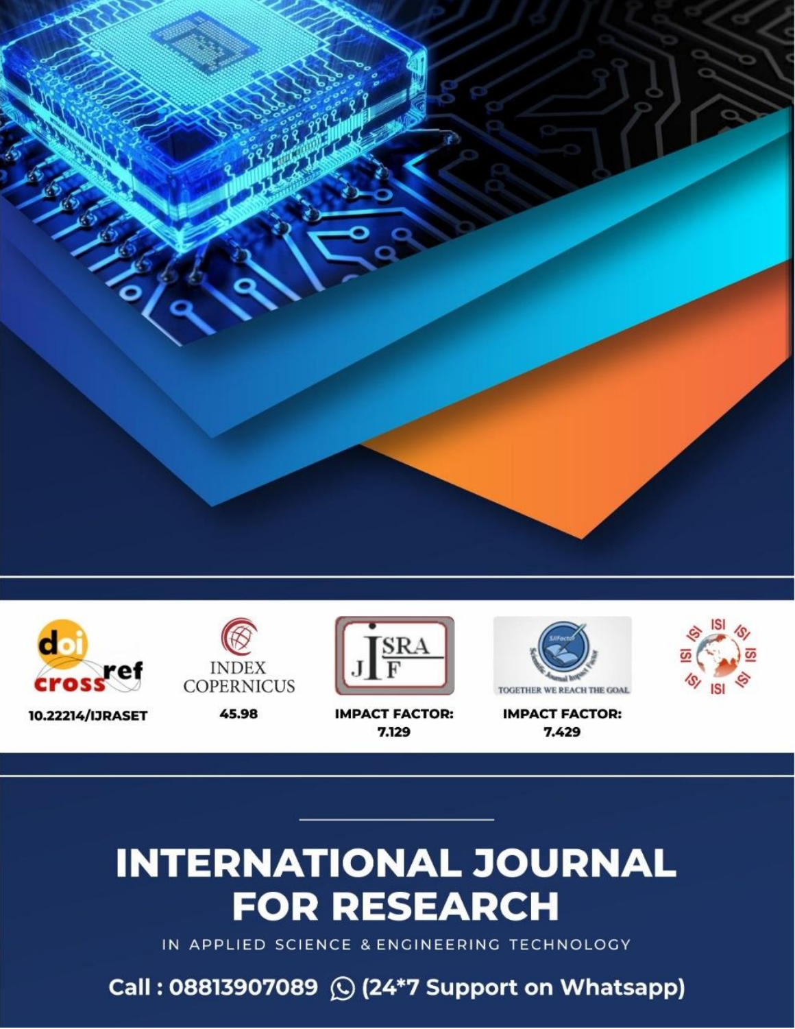10.22214/IJRASET

INDEX COPERNICUS

45.98

IMPACT FACTOR: 7.129

IMPACT FACTOR: 7.429

TOGETHER WE REACH THE GOAL

# INTERNATIONAL JOURNAL FOR RESEARCH

IN APPLIED SCIENCE & ENGINEERING TECHNOLOGY

Call : 08813907089 (24*7 Support on Whatsapp)